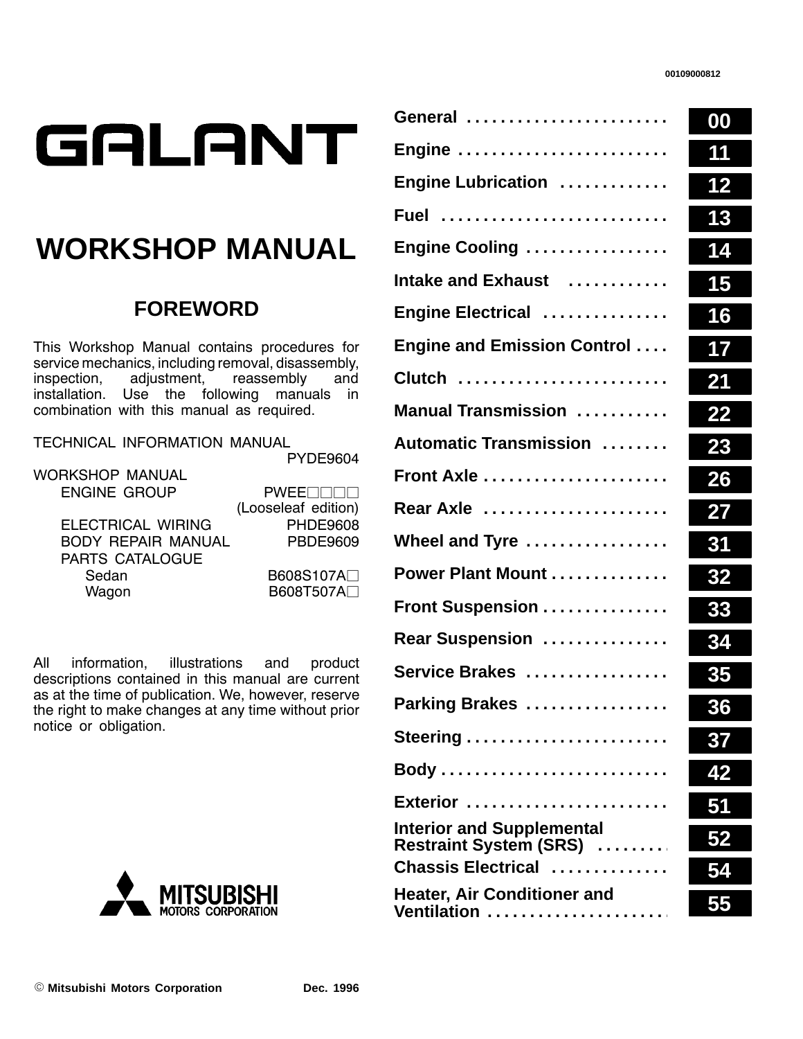00109000812

# GALANT

# WORKSHOP MANUAL

## FOREWORD

This Workshop Manual contains procedures for service mechanics, including removal, disassembly, inspection, adjustment, reassembly and installation. Use the following manuals in combination with this manual as required.

| | |
|---|---|
| TECHNICAL INFORMATION MANUAL | PYDE9604 |
| WORKSHOP MANUAL | |
| ENGINE GROUP | PWEE□□□□ (Looseleaf edition) |
| ELECTRICAL WIRING | PHDE9608 |
| BODY REPAIR MANUAL | PBDE9609 |
| PARTS CATALOGUE | |
| Sedan | B608S107A□ |
| Wagon | B608T507A□ |

All information, illustrations and product descriptions contained in this manual are current as at the time of publication. We, however, reserve the right to make changes at any time without prior notice or obligation.

MITSUBISHI MOTORS CORPORATION

| Section | Group |
|---|---|
| General | 00 |
| Engine | 11 |
| Engine Lubrication | 12 |
| Fuel | 13 |
| Engine Cooling | 14 |
| Intake and Exhaust | 15 |
| Engine Electrical | 16 |
| Engine and Emission Control | 17 |
| Clutch | 21 |
| Manual Transmission | 22 |
| Automatic Transmission | 23 |
| Front Axle | 26 |
| Rear Axle | 27 |
| Wheel and Tyre | 31 |
| Power Plant Mount | 32 |
| Front Suspension | 33 |
| Rear Suspension | 34 |
| Service Brakes | 35 |
| Parking Brakes | 36 |
| Steering | 37 |
| Body | 42 |
| Exterior | 51 |
| Interior and Supplemental Restraint System (SRS) | 52 |
| Chassis Electrical | 54 |
| Heater, Air Conditioner and Ventilation | 55 |

© Mitsubishi Motors Corporation Dec. 1996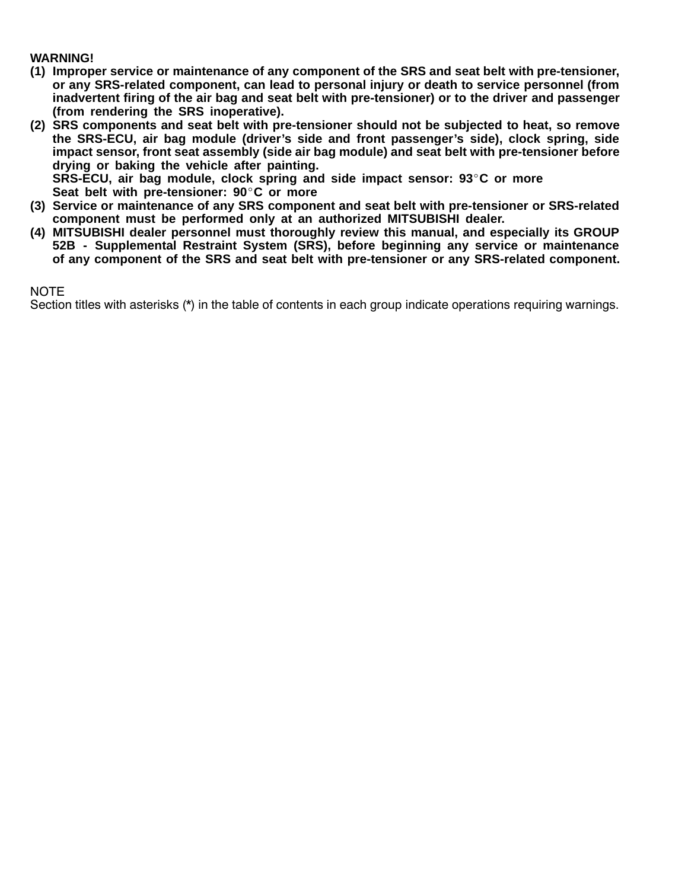**WARNING!**

1. **Improper service or maintenance of any component of the SRS and seat belt with pre-tensioner, or any SRS-related component, can lead to personal injury or death to service personnel (from inadvertent firing of the air bag and seat belt with pre-tensioner) or to the driver and passenger (from rendering the SRS inoperative).**
2. **SRS components and seat belt with pre-tensioner should not be subjected to heat, so remove the SRS-ECU, air bag module (driver's side and front passenger's side), clock spring, side impact sensor, front seat assembly (side air bag module) and seat belt with pre-tensioner before drying or baking the vehicle after painting.**
   **SRS-ECU, air bag module, clock spring and side impact sensor: 93°C or more**
   **Seat belt with pre-tensioner: 90°C or more**
3. **Service or maintenance of any SRS component and seat belt with pre-tensioner or SRS-related component must be performed only at an authorized MITSUBISHI dealer.**
4. **MITSUBISHI dealer personnel must thoroughly review this manual, and especially its GROUP 52B - Supplemental Restraint System (SRS), before beginning any service or maintenance of any component of the SRS and seat belt with pre-tensioner or any SRS-related component.**

NOTE
Section titles with asterisks (**\***) in the table of contents in each group indicate operations requiring warnings.